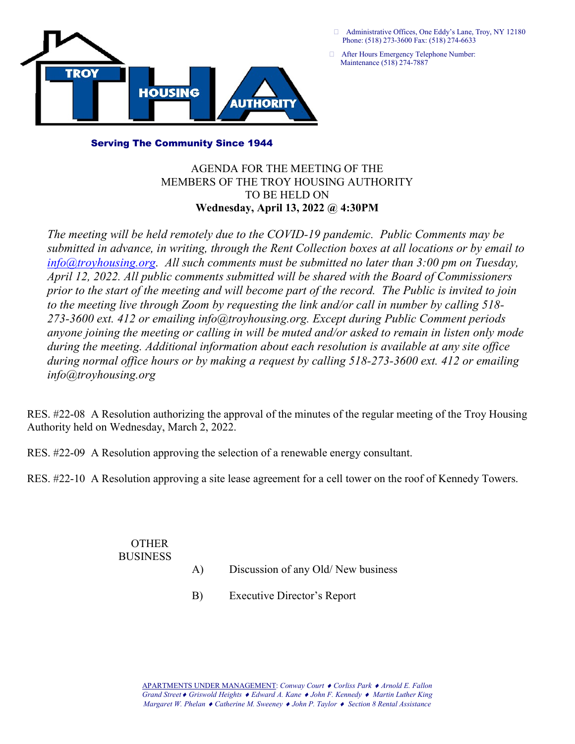TROY HOUSING AUTHORITY

Administrative Offices, One Eddy's Lane, Troy, NY 12180
Phone: (518) 273-3600 Fax: (518) 274-6633

After Hours Emergency Telephone Number:
Maintenance (518) 274-7887

**Serving The Community Since 1944**

AGENDA FOR THE MEETING OF THE
MEMBERS OF THE TROY HOUSING AUTHORITY
TO BE HELD ON
**Wednesday, April 13, 2022 @ 4:30PM**

*The meeting will be held remotely due to the COVID-19 pandemic. Public Comments may be submitted in advance, in writing, through the Rent Collection boxes at all locations or by email to info@troyhousing.org. All such comments must be submitted no later than 3:00 pm on Tuesday, April 12, 2022. All public comments submitted will be shared with the Board of Commissioners prior to the start of the meeting and will become part of the record. The Public is invited to join to the meeting live through Zoom by requesting the link and/or call in number by calling 518-273-3600 ext. 412 or emailing info@troyhousing.org. Except during Public Comment periods anyone joining the meeting or calling in will be muted and/or asked to remain in listen only mode during the meeting. Additional information about each resolution is available at any site office during normal office hours or by making a request by calling 518-273-3600 ext. 412 or emailing info@troyhousing.org*

RES. #22-08 A Resolution authorizing the approval of the minutes of the regular meeting of the Troy Housing Authority held on Wednesday, March 2, 2022.

RES. #22-09 A Resolution approving the selection of a renewable energy consultant.

RES. #22-10 A Resolution approving a site lease agreement for a cell tower on the roof of Kennedy Towers.

OTHER BUSINESS

A) Discussion of any Old/ New business

B) Executive Director's Report

APARTMENTS UNDER MANAGEMENT: *Conway Court ♦ Corliss Park ♦ Arnold E. Fallon Grand Street ♦ Griswold Heights ♦ Edward A. Kane ♦ John F. Kennedy ♦ Martin Luther King Margaret W. Phelan ♦ Catherine M. Sweeney ♦ John P. Taylor ♦ Section 8 Rental Assistance*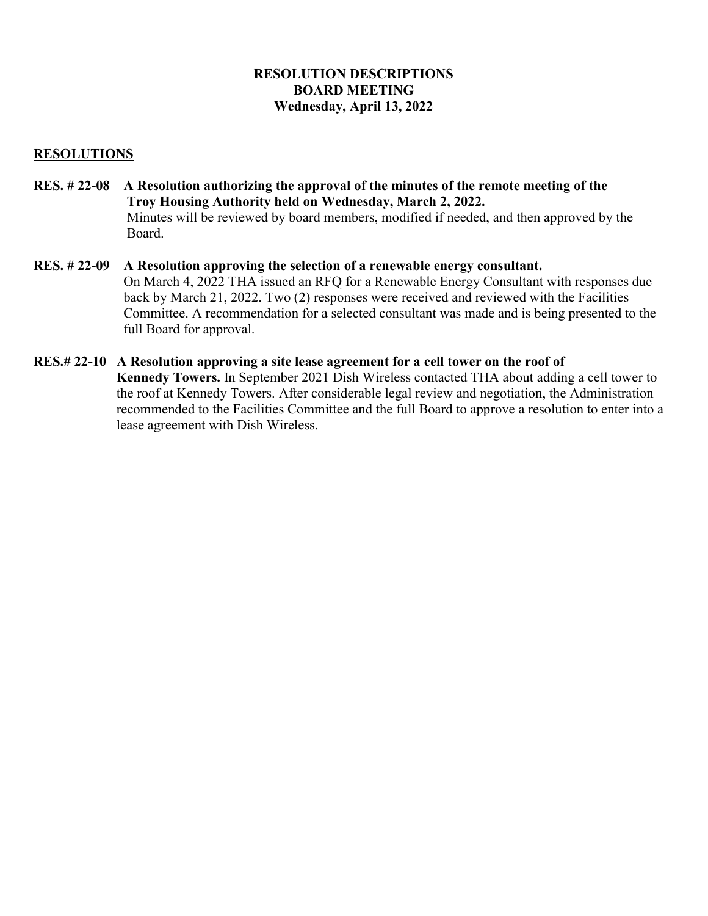# RESOLUTION DESCRIPTIONS
## BOARD MEETING
## Wednesday, April 13, 2022

**RESOLUTIONS**

**RES. # 22-08 A Resolution authorizing the approval of the minutes of the remote meeting of the Troy Housing Authority held on Wednesday, March 2, 2022.**
Minutes will be reviewed by board members, modified if needed, and then approved by the Board.

**RES. # 22-09 A Resolution approving the selection of a renewable energy consultant.**
On March 4, 2022 THA issued an RFQ for a Renewable Energy Consultant with responses due back by March 21, 2022. Two (2) responses were received and reviewed with the Facilities Committee. A recommendation for a selected consultant was made and is being presented to the full Board for approval.

**RES.# 22-10 A Resolution approving a site lease agreement for a cell tower on the roof of Kennedy Towers.** In September 2021 Dish Wireless contacted THA about adding a cell tower to the roof at Kennedy Towers. After considerable legal review and negotiation, the Administration recommended to the Facilities Committee and the full Board to approve a resolution to enter into a lease agreement with Dish Wireless.